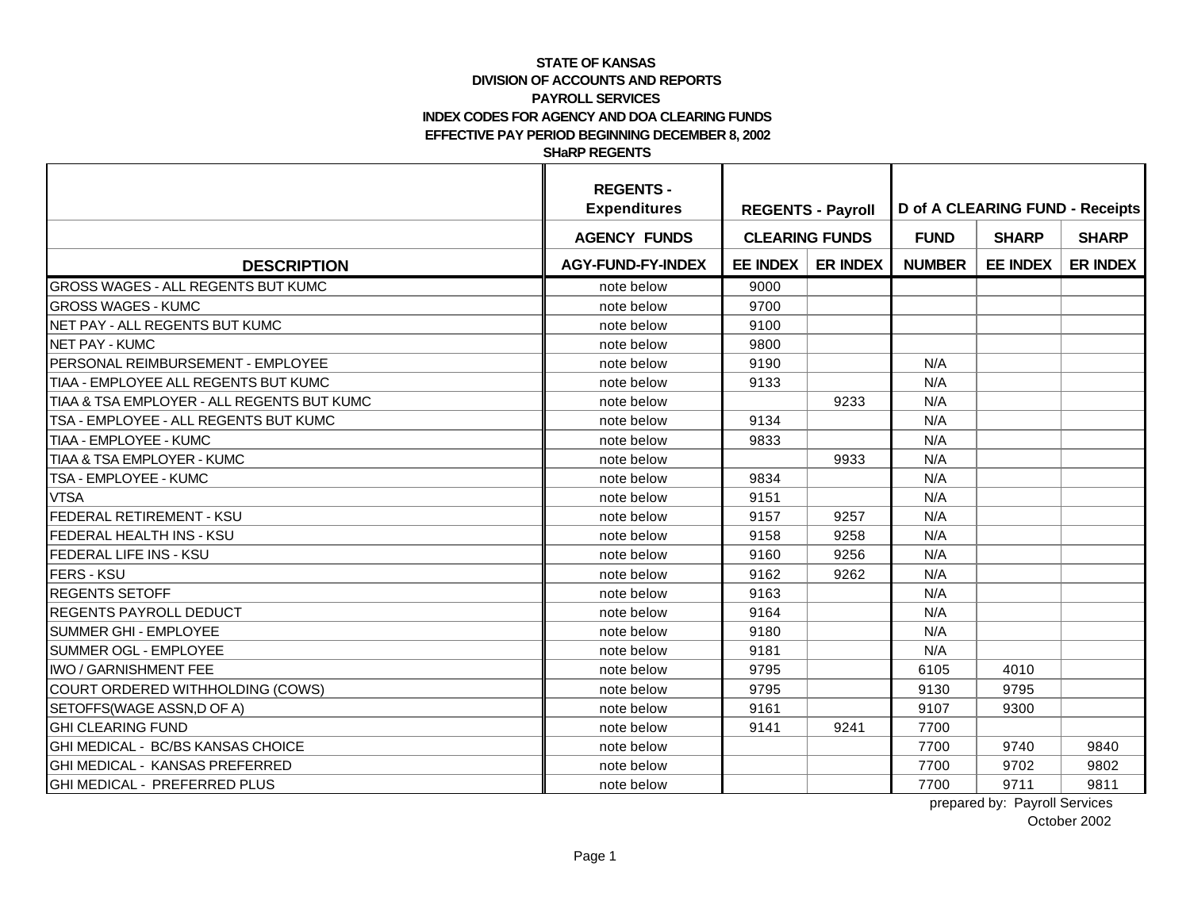**STATE OF KANSAS**
**DIVISION OF ACCOUNTS AND REPORTS**
**PAYROLL SERVICES**
**INDEX CODES FOR AGENCY AND DOA CLEARING FUNDS**
**EFFECTIVE PAY PERIOD BEGINNING DECEMBER 8, 2002**
**SHaRP REGENTS**

| | REGENTS - Expenditures | REGENTS - Payroll | | D of A CLEARING FUND - Receipts | | |
|---|---|---|---|---|---|---|
| | AGENCY FUNDS | CLEARING FUNDS | | FUND | SHARP | SHARP |
| DESCRIPTION | AGY-FUND-FY-INDEX | EE INDEX | ER INDEX | NUMBER | EE INDEX | ER INDEX |
| GROSS WAGES - ALL REGENTS BUT KUMC | note below | 9000 | | | | |
| GROSS WAGES - KUMC | note below | 9700 | | | | |
| NET PAY - ALL REGENTS BUT KUMC | note below | 9100 | | | | |
| NET PAY - KUMC | note below | 9800 | | | | |
| PERSONAL REIMBURSEMENT - EMPLOYEE | note below | 9190 | | N/A | | |
| TIAA - EMPLOYEE ALL REGENTS BUT KUMC | note below | 9133 | | N/A | | |
| TIAA & TSA EMPLOYER - ALL REGENTS BUT KUMC | note below | | 9233 | N/A | | |
| TSA - EMPLOYEE - ALL REGENTS BUT KUMC | note below | 9134 | | N/A | | |
| TIAA - EMPLOYEE - KUMC | note below | 9833 | | N/A | | |
| TIAA & TSA EMPLOYER - KUMC | note below | | 9933 | N/A | | |
| TSA - EMPLOYEE - KUMC | note below | 9834 | | N/A | | |
| VTSA | note below | 9151 | | N/A | | |
| FEDERAL RETIREMENT - KSU | note below | 9157 | 9257 | N/A | | |
| FEDERAL HEALTH INS - KSU | note below | 9158 | 9258 | N/A | | |
| FEDERAL LIFE INS - KSU | note below | 9160 | 9256 | N/A | | |
| FERS - KSU | note below | 9162 | 9262 | N/A | | |
| REGENTS SETOFF | note below | 9163 | | N/A | | |
| REGENTS PAYROLL DEDUCT | note below | 9164 | | N/A | | |
| SUMMER GHI - EMPLOYEE | note below | 9180 | | N/A | | |
| SUMMER OGL - EMPLOYEE | note below | 9181 | | N/A | | |
| IWO / GARNISHMENT FEE | note below | 9795 | | 6105 | 4010 | |
| COURT ORDERED WITHHOLDING (COWS) | note below | 9795 | | 9130 | 9795 | |
| SETOFFS(WAGE ASSN,D OF A) | note below | 9161 | | 9107 | 9300 | |
| GHI CLEARING FUND | note below | 9141 | 9241 | 7700 | | |
| GHI MEDICAL - BC/BS KANSAS CHOICE | note below | | | 7700 | 9740 | 9840 |
| GHI MEDICAL - KANSAS PREFERRED | note below | | | 7700 | 9702 | 9802 |
| GHI MEDICAL - PREFERRED PLUS | note below | | | 7700 | 9711 | 9811 |

prepared by: Payroll Services
October 2002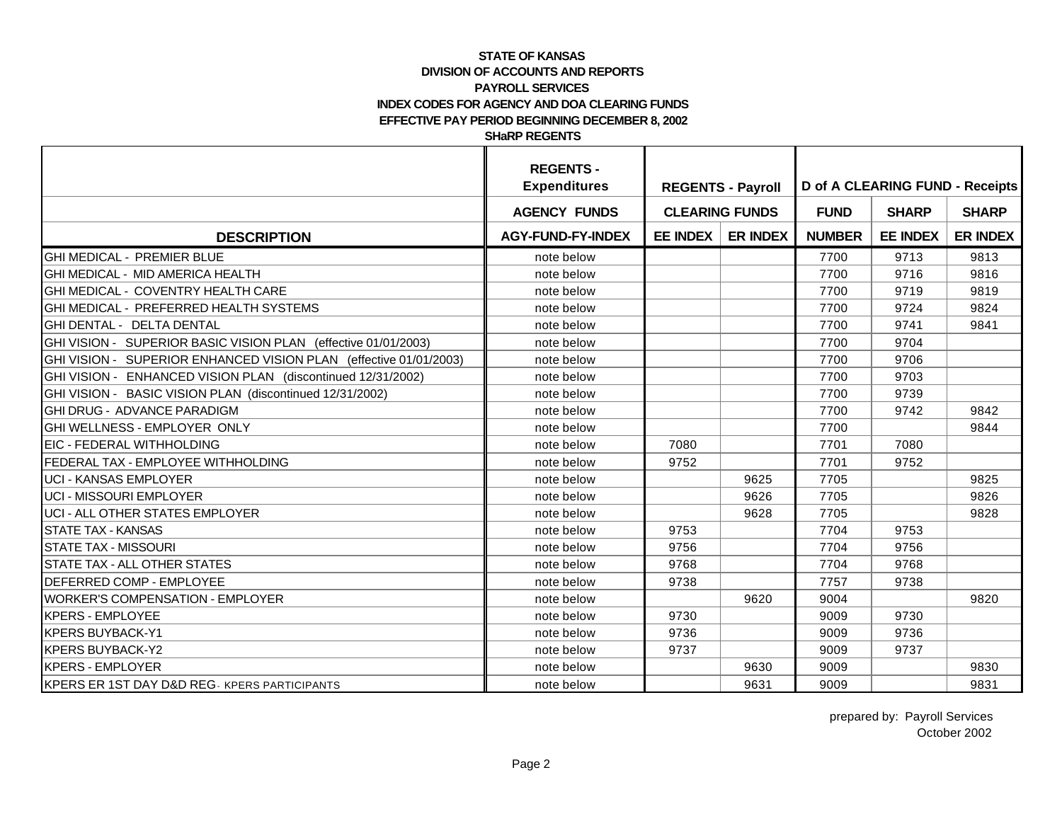**STATE OF KANSAS**
**DIVISION OF ACCOUNTS AND REPORTS**
**PAYROLL SERVICES**
**INDEX CODES FOR AGENCY AND DOA CLEARING FUNDS**
**EFFECTIVE PAY PERIOD BEGINNING DECEMBER 8, 2002**
**SHaRP REGENTS**

| | REGENTS - Expenditures | REGENTS - Payroll | | D of A CLEARING FUND - Receipts | | |
|---|---|---|---|---|---|---|
| | AGENCY FUNDS | CLEARING FUNDS | | FUND | SHARP | SHARP |
| DESCRIPTION | AGY-FUND-FY-INDEX | EE INDEX | ER INDEX | NUMBER | EE INDEX | ER INDEX |
| GHI MEDICAL - PREMIER BLUE | note below | | | 7700 | 9713 | 9813 |
| GHI MEDICAL - MID AMERICA HEALTH | note below | | | 7700 | 9716 | 9816 |
| GHI MEDICAL - COVENTRY HEALTH CARE | note below | | | 7700 | 9719 | 9819 |
| GHI MEDICAL - PREFERRED HEALTH SYSTEMS | note below | | | 7700 | 9724 | 9824 |
| GHI DENTAL - DELTA DENTAL | note below | | | 7700 | 9741 | 9841 |
| GHI VISION - SUPERIOR BASIC VISION PLAN (effective 01/01/2003) | note below | | | 7700 | 9704 | |
| GHI VISION - SUPERIOR ENHANCED VISION PLAN (effective 01/01/2003) | note below | | | 7700 | 9706 | |
| GHI VISION - ENHANCED VISION PLAN (discontinued 12/31/2002) | note below | | | 7700 | 9703 | |
| GHI VISION - BASIC VISION PLAN (discontinued 12/31/2002) | note below | | | 7700 | 9739 | |
| GHI DRUG - ADVANCE PARADIGM | note below | | | 7700 | 9742 | 9842 |
| GHI WELLNESS - EMPLOYER ONLY | note below | | | 7700 | | 9844 |
| EIC - FEDERAL WITHHOLDING | note below | 7080 | | 7701 | 7080 | |
| FEDERAL TAX - EMPLOYEE WITHHOLDING | note below | 9752 | | 7701 | 9752 | |
| UCI - KANSAS EMPLOYER | note below | | 9625 | 7705 | | 9825 |
| UCI - MISSOURI EMPLOYER | note below | | 9626 | 7705 | | 9826 |
| UCI - ALL OTHER STATES EMPLOYER | note below | | 9628 | 7705 | | 9828 |
| STATE TAX - KANSAS | note below | 9753 | | 7704 | 9753 | |
| STATE TAX - MISSOURI | note below | 9756 | | 7704 | 9756 | |
| STATE TAX - ALL OTHER STATES | note below | 9768 | | 7704 | 9768 | |
| DEFERRED COMP - EMPLOYEE | note below | 9738 | | 7757 | 9738 | |
| WORKER'S COMPENSATION - EMPLOYER | note below | | 9620 | 9004 | | 9820 |
| KPERS - EMPLOYEE | note below | 9730 | | 9009 | 9730 | |
| KPERS BUYBACK-Y1 | note below | 9736 | | 9009 | 9736 | |
| KPERS BUYBACK-Y2 | note below | 9737 | | 9009 | 9737 | |
| KPERS - EMPLOYER | note below | | 9630 | 9009 | | 9830 |
| KPERS ER 1ST DAY D&D REG- KPERS PARTICIPANTS | note below | | 9631 | 9009 | | 9831 |

prepared by: Payroll Services
October 2002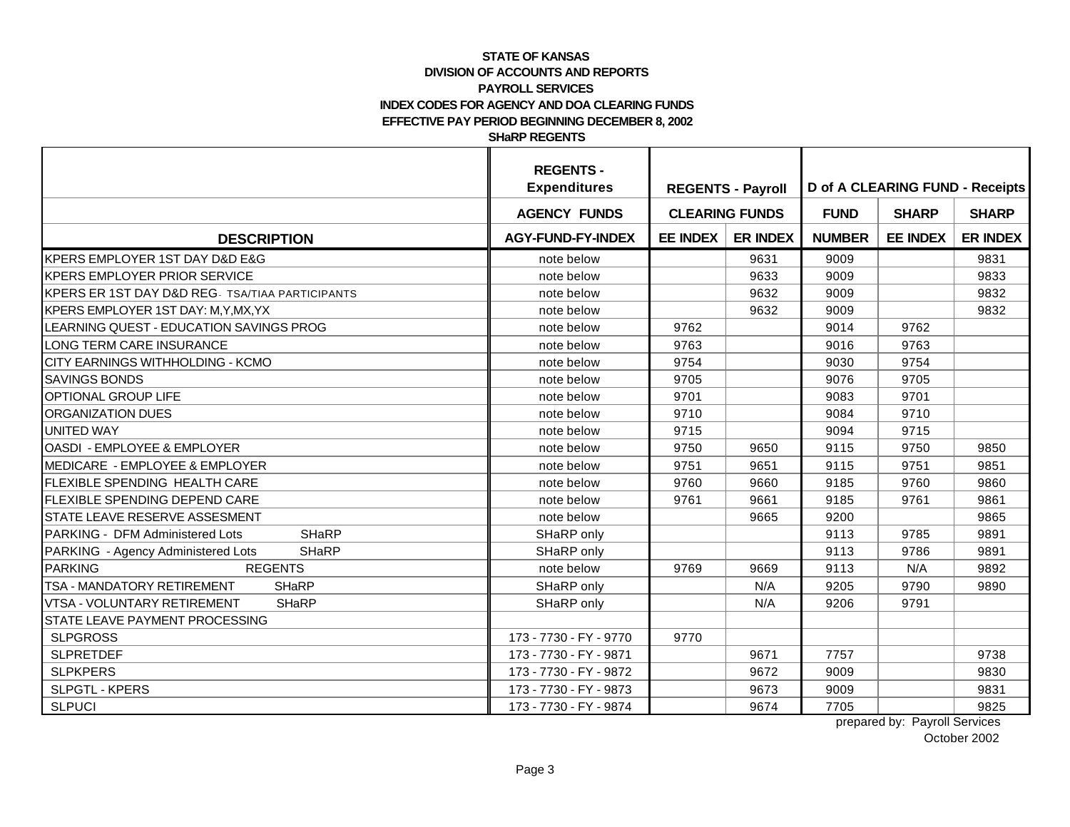**STATE OF KANSAS**
**DIVISION OF ACCOUNTS AND REPORTS**
**PAYROLL SERVICES**
**INDEX CODES FOR AGENCY AND DOA CLEARING FUNDS**
**EFFECTIVE PAY PERIOD BEGINNING DECEMBER 8, 2002**
**SHaRP REGENTS**

| | REGENTS - Expenditures | REGENTS - Payroll | | D of A CLEARING FUND - Receipts | | |
|---|---|---|---|---|---|---|
| | AGENCY FUNDS | CLEARING FUNDS | | FUND | SHARP | SHARP |
| DESCRIPTION | AGY-FUND-FY-INDEX | EE INDEX | ER INDEX | NUMBER | EE INDEX | ER INDEX |
| KPERS EMPLOYER 1ST DAY D&D E&G | note below | | 9631 | 9009 | | 9831 |
| KPERS EMPLOYER PRIOR SERVICE | note below | | 9633 | 9009 | | 9833 |
| KPERS ER 1ST DAY D&D REG- TSA/TIAA PARTICIPANTS | note below | | 9632 | 9009 | | 9832 |
| KPERS EMPLOYER 1ST DAY: M,Y,MX,YX | note below | | 9632 | 9009 | | 9832 |
| LEARNING QUEST - EDUCATION SAVINGS PROG | note below | 9762 | | 9014 | 9762 | |
| LONG TERM CARE INSURANCE | note below | 9763 | | 9016 | 9763 | |
| CITY EARNINGS WITHHOLDING - KCMO | note below | 9754 | | 9030 | 9754 | |
| SAVINGS BONDS | note below | 9705 | | 9076 | 9705 | |
| OPTIONAL GROUP LIFE | note below | 9701 | | 9083 | 9701 | |
| ORGANIZATION DUES | note below | 9710 | | 9084 | 9710 | |
| UNITED WAY | note below | 9715 | | 9094 | 9715 | |
| OASDI - EMPLOYEE & EMPLOYER | note below | 9750 | 9650 | 9115 | 9750 | 9850 |
| MEDICARE - EMPLOYEE & EMPLOYER | note below | 9751 | 9651 | 9115 | 9751 | 9851 |
| FLEXIBLE SPENDING HEALTH CARE | note below | 9760 | 9660 | 9185 | 9760 | 9860 |
| FLEXIBLE SPENDING DEPEND CARE | note below | 9761 | 9661 | 9185 | 9761 | 9861 |
| STATE LEAVE RESERVE ASSESMENT | note below | | 9665 | 9200 | | 9865 |
| PARKING - DFM Administered Lots SHaRP | SHaRP only | | | 9113 | 9785 | 9891 |
| PARKING - Agency Administered Lots SHaRP | SHaRP only | | | 9113 | 9786 | 9891 |
| PARKING REGENTS | note below | 9769 | 9669 | 9113 | N/A | 9892 |
| TSA - MANDATORY RETIREMENT SHaRP | SHaRP only | | N/A | 9205 | 9790 | 9890 |
| VTSA - VOLUNTARY RETIREMENT SHaRP | SHaRP only | | N/A | 9206 | 9791 | |
| STATE LEAVE PAYMENT PROCESSING | | | | | | |
| SLPGROSS | 173 - 7730 - FY - 9770 | 9770 | | | | |
| SLPRETDEF | 173 - 7730 - FY - 9871 | | 9671 | 7757 | | 9738 |
| SLPKPERS | 173 - 7730 - FY - 9872 | | 9672 | 9009 | | 9830 |
| SLPGTL - KPERS | 173 - 7730 - FY - 9873 | | 9673 | 9009 | | 9831 |
| SLPUCI | 173 - 7730 - FY - 9874 | | 9674 | 7705 | | 9825 |

prepared by: Payroll Services
October 2002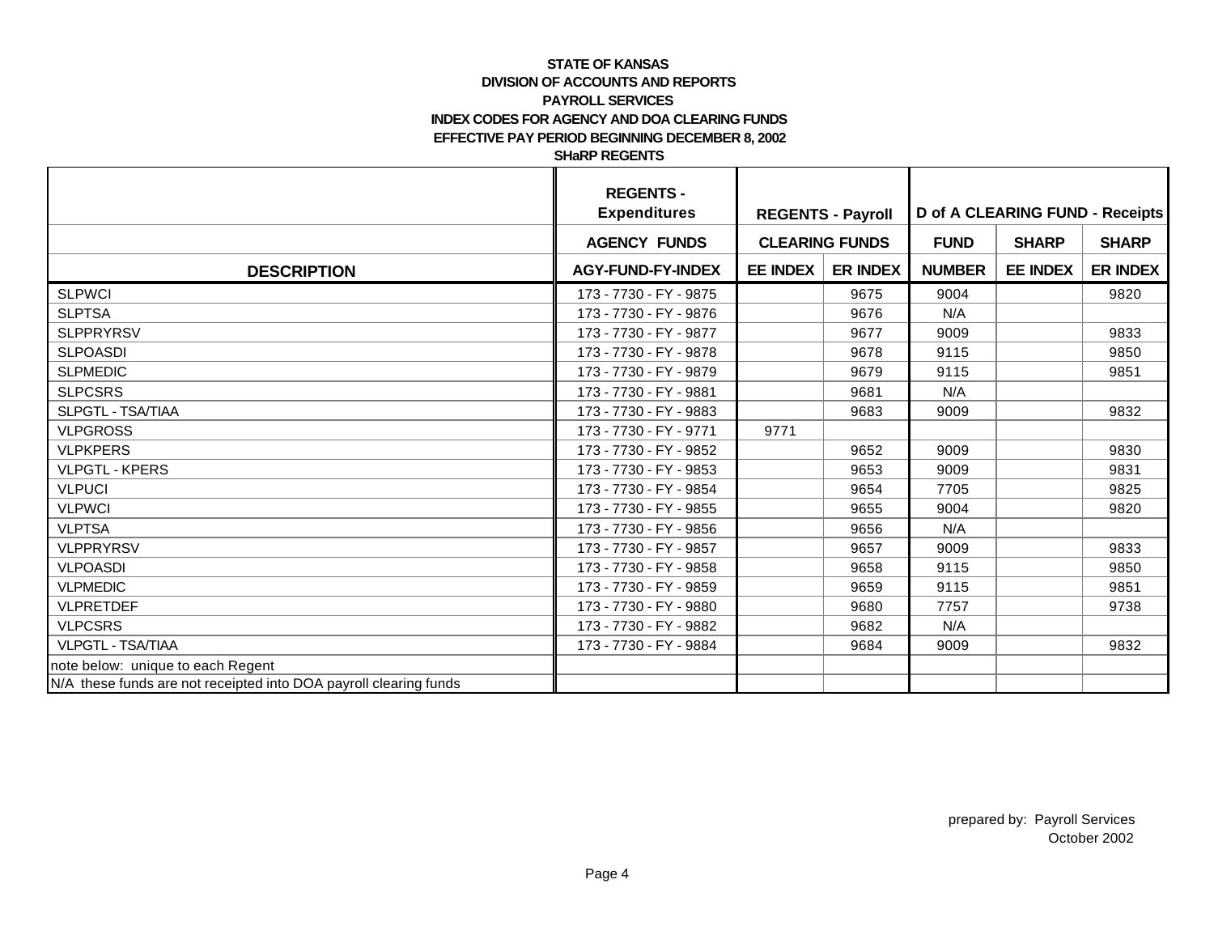**STATE OF KANSAS**
**DIVISION OF ACCOUNTS AND REPORTS**
**PAYROLL SERVICES**
**INDEX CODES FOR AGENCY AND DOA CLEARING FUNDS**
**EFFECTIVE PAY PERIOD BEGINNING DECEMBER 8, 2002**
**SHaRP REGENTS**

| | REGENTS - Expenditures | REGENTS - Payroll | | D of A CLEARING FUND - Receipts | | |
|---|---|---|---|---|---|---|
| | AGENCY FUNDS | CLEARING FUNDS | | FUND | SHARP | SHARP |
| DESCRIPTION | AGY-FUND-FY-INDEX | EE INDEX | ER INDEX | NUMBER | EE INDEX | ER INDEX |
| SLPWCI | 173 - 7730 - FY - 9875 | | 9675 | 9004 | | 9820 |
| SLPTSA | 173 - 7730 - FY - 9876 | | 9676 | N/A | | |
| SLPPRYRSV | 173 - 7730 - FY - 9877 | | 9677 | 9009 | | 9833 |
| SLPOASDI | 173 - 7730 - FY - 9878 | | 9678 | 9115 | | 9850 |
| SLPMEDIC | 173 - 7730 - FY - 9879 | | 9679 | 9115 | | 9851 |
| SLPCSRS | 173 - 7730 - FY - 9881 | | 9681 | N/A | | |
| SLPGTL - TSA/TIAA | 173 - 7730 - FY - 9883 | | 9683 | 9009 | | 9832 |
| VLPGROSS | 173 - 7730 - FY - 9771 | 9771 | | | | |
| VLPKPERS | 173 - 7730 - FY - 9852 | | 9652 | 9009 | | 9830 |
| VLPGTL - KPERS | 173 - 7730 - FY - 9853 | | 9653 | 9009 | | 9831 |
| VLPUCI | 173 - 7730 - FY - 9854 | | 9654 | 7705 | | 9825 |
| VLPWCI | 173 - 7730 - FY - 9855 | | 9655 | 9004 | | 9820 |
| VLPTSA | 173 - 7730 - FY - 9856 | | 9656 | N/A | | |
| VLPPRYRSV | 173 - 7730 - FY - 9857 | | 9657 | 9009 | | 9833 |
| VLPOASDI | 173 - 7730 - FY - 9858 | | 9658 | 9115 | | 9850 |
| VLPMEDIC | 173 - 7730 - FY - 9859 | | 9659 | 9115 | | 9851 |
| VLPRETDEF | 173 - 7730 - FY - 9880 | | 9680 | 7757 | | 9738 |
| VLPCSRS | 173 - 7730 - FY - 9882 | | 9682 | N/A | | |
| VLPGTL - TSA/TIAA | 173 - 7730 - FY - 9884 | | 9684 | 9009 | | 9832 |
| note below: unique to each Regent | | | | | | |
| N/A these funds are not receipted into DOA payroll clearing funds | | | | | | |

prepared by: Payroll Services
October 2002